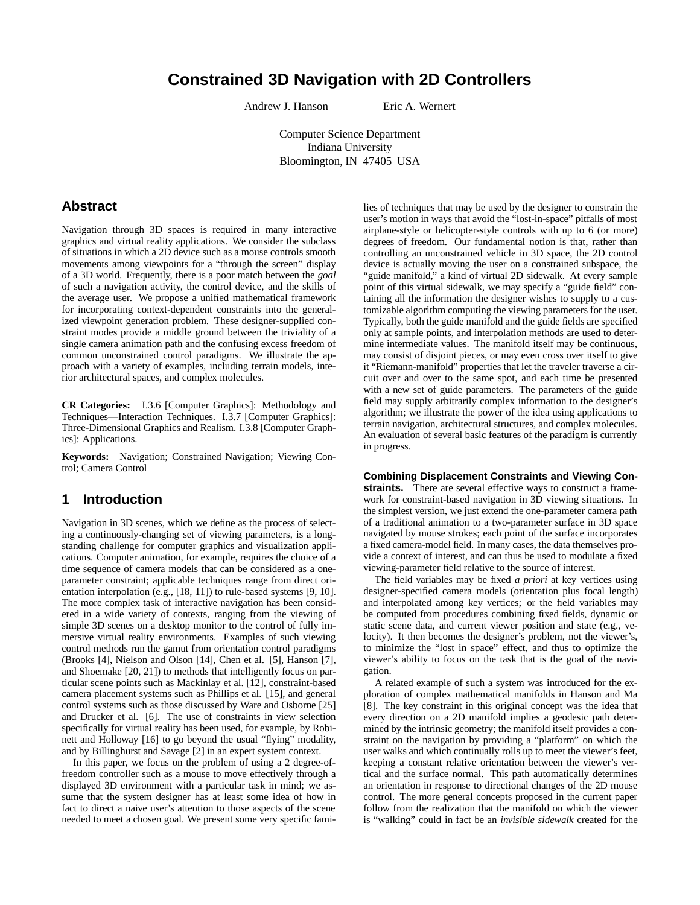# Constrained 3D Navigation with 2D Controllers

Andrew J. Hanson    Eric A. Wernert

Computer Science Department
Indiana University
Bloomington, IN 47405 USA

## Abstract

Navigation through 3D spaces is required in many interactive graphics and virtual reality applications. We consider the subclass of situations in which a 2D device such as a mouse controls smooth movements among viewpoints for a "through the screen" display of a 3D world. Frequently, there is a poor match between the *goal* of such a navigation activity, the control device, and the skills of the average user. We propose a unified mathematical framework for incorporating context-dependent constraints into the generalized viewpoint generation problem. These designer-supplied constraint modes provide a middle ground between the triviality of a single camera animation path and the confusing excess freedom of common unconstrained control paradigms. We illustrate the approach with a variety of examples, including terrain models, interior architectural spaces, and complex molecules.

**CR Categories:** I.3.6 [Computer Graphics]: Methodology and Techniques—Interaction Techniques. I.3.7 [Computer Graphics]: Three-Dimensional Graphics and Realism. I.3.8 [Computer Graphics]: Applications.

**Keywords:** Navigation; Constrained Navigation; Viewing Control; Camera Control

## 1 Introduction

Navigation in 3D scenes, which we define as the process of selecting a continuously-changing set of viewing parameters, is a longstanding challenge for computer graphics and visualization applications. Computer animation, for example, requires the choice of a time sequence of camera models that can be considered as a one-parameter constraint; applicable techniques range from direct orientation interpolation (e.g., [18, 11]) to rule-based systems [9, 10]. The more complex task of interactive navigation has been considered in a wide variety of contexts, ranging from the viewing of simple 3D scenes on a desktop monitor to the control of fully immersive virtual reality environments. Examples of such viewing control methods run the gamut from orientation control paradigms (Brooks [4], Nielson and Olson [14], Chen et al. [5], Hanson [7], and Shoemake [20, 21]) to methods that intelligently focus on particular scene points such as Mackinlay et al. [12], constraint-based camera placement systems such as Phillips et al. [15], and general control systems such as those discussed by Ware and Osborne [25] and Drucker et al. [6]. The use of constraints in view selection specifically for virtual reality has been used, for example, by Robinett and Holloway [16] to go beyond the usual "flying" modality, and by Billinghurst and Savage [2] in an expert system context.

In this paper, we focus on the problem of using a 2 degree-of-freedom controller such as a mouse to move effectively through a displayed 3D environment with a particular task in mind; we assume that the system designer has at least some idea of how in fact to direct a naive user's attention to those aspects of the scene needed to meet a chosen goal. We present some very specific families of techniques that may be used by the designer to constrain the user's motion in ways that avoid the "lost-in-space" pitfalls of most airplane-style or helicopter-style controls with up to 6 (or more) degrees of freedom. Our fundamental notion is that, rather than controlling an unconstrained vehicle in 3D space, the 2D control device is actually moving the user on a constrained subspace, the "guide manifold," a kind of virtual 2D sidewalk. At every sample point of this virtual sidewalk, we may specify a "guide field" containing all the information the designer wishes to supply to a customizable algorithm computing the viewing parameters for the user. Typically, both the guide manifold and the guide fields are specified only at sample points, and interpolation methods are used to determine intermediate values. The manifold itself may be continuous, may consist of disjoint pieces, or may even cross over itself to give it "Riemann-manifold" properties that let the traveler traverse a circuit over and over to the same spot, and each time be presented with a new set of guide parameters. The parameters of the guide field may supply arbitrarily complex information to the designer's algorithm; we illustrate the power of the idea using applications to terrain navigation, architectural structures, and complex molecules. An evaluation of several basic features of the paradigm is currently in progress.

**Combining Displacement Constraints and Viewing Constraints.** There are several effective ways to construct a framework for constraint-based navigation in 3D viewing situations. In the simplest version, we just extend the one-parameter camera path of a traditional animation to a two-parameter surface in 3D space navigated by mouse strokes; each point of the surface incorporates a fixed camera-model field. In many cases, the data themselves provide a context of interest, and can thus be used to modulate a fixed viewing-parameter field relative to the source of interest.

The field variables may be fixed *a priori* at key vertices using designer-specified camera models (orientation plus focal length) and interpolated among key vertices; or the field variables may be computed from procedures combining fixed fields, dynamic or static scene data, and current viewer position and state (e.g., velocity). It then becomes the designer's problem, not the viewer's, to minimize the "lost in space" effect, and thus to optimize the viewer's ability to focus on the task that is the goal of the navigation.

A related example of such a system was introduced for the exploration of complex mathematical manifolds in Hanson and Ma [8]. The key constraint in this original concept was the idea that every direction on a 2D manifold implies a geodesic path determined by the intrinsic geometry; the manifold itself provides a constraint on the navigation by providing a "platform" on which the user walks and which continually rolls up to meet the viewer's feet, keeping a constant relative orientation between the viewer's vertical and the surface normal. This path automatically determines an orientation in response to directional changes of the 2D mouse control. The more general concepts proposed in the current paper follow from the realization that the manifold on which the viewer is "walking" could in fact be an *invisible sidewalk* created for the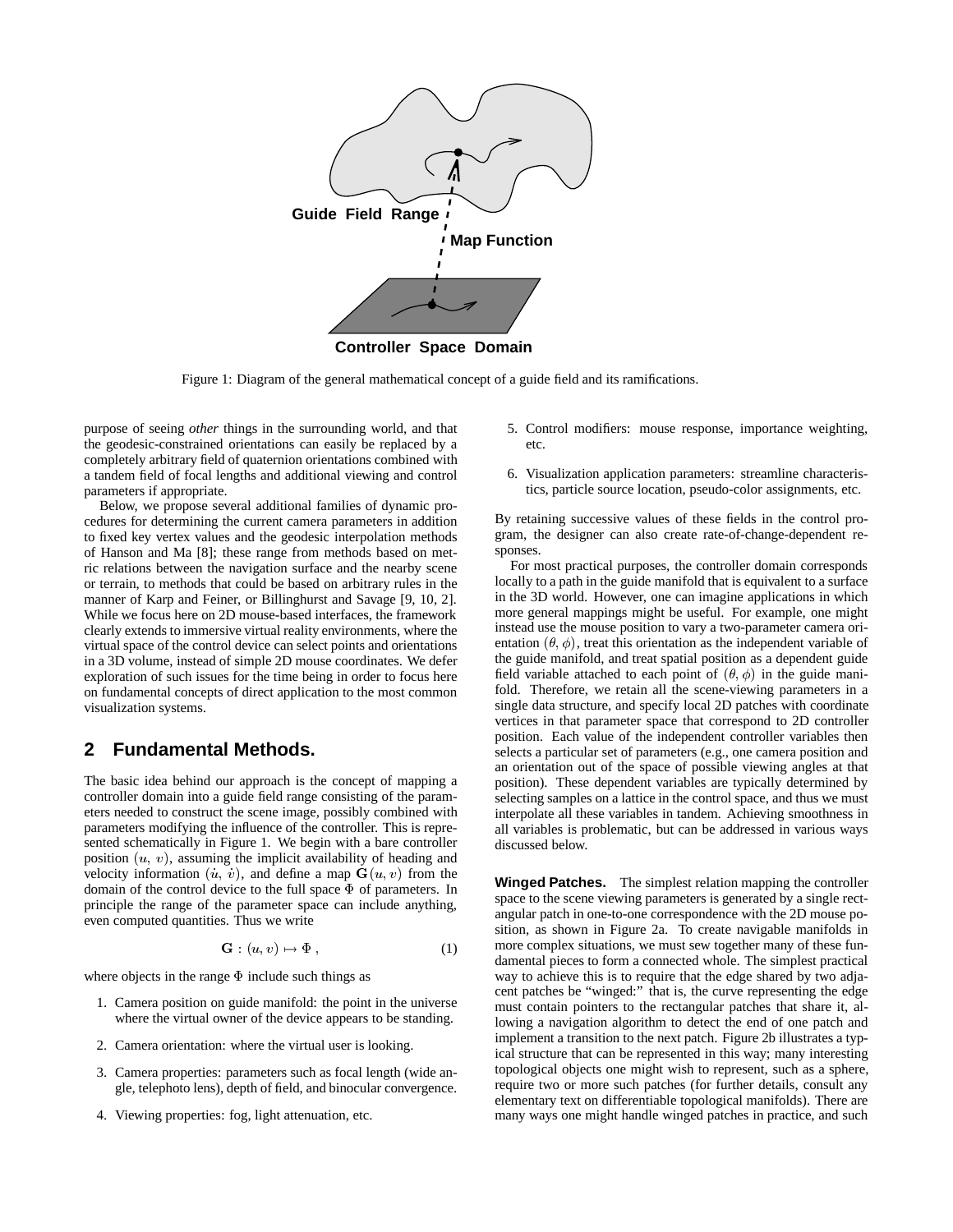Figure 1: Diagram of the general mathematical concept of a guide field and its ramifications.

purpose of seeing *other* things in the surrounding world, and that the geodesic-constrained orientations can easily be replaced by a completely arbitrary field of quaternion orientations combined with a tandem field of focal lengths and additional viewing and control parameters if appropriate.

Below, we propose several additional families of dynamic procedures for determining the current camera parameters in addition to fixed key vertex values and the geodesic interpolation methods of Hanson and Ma [8]; these range from methods based on metric relations between the navigation surface and the nearby scene or terrain, to methods that could be based on arbitrary rules in the manner of Karp and Feiner, or Billinghurst and Savage [9, 10, 2]. While we focus here on 2D mouse-based interfaces, the framework clearly extends to immersive virtual reality environments, where the virtual space of the control device can select points and orientations in a 3D volume, instead of simple 2D mouse coordinates. We defer exploration of such issues for the time being in order to focus here on fundamental concepts of direct application to the most common visualization systems.

## 2 Fundamental Methods.

The basic idea behind our approach is the concept of mapping a controller domain into a guide field range consisting of the parameters needed to construct the scene image, possibly combined with parameters modifying the influence of the controller. This is represented schematically in Figure 1. We begin with a bare controller position $(u, v)$, assuming the implicit availability of heading and velocity information $(\dot{u}, \dot{v})$, and define a map $\mathbf{G}(u, v)$ from the domain of the control device to the full space $\Phi$ of parameters. In principle the range of the parameter space can include anything, even computed quantities. Thus we write

$$\mathbf{G} : (u, v) \mapsto \Phi \,, \tag{1}$$

where objects in the range $\Phi$ include such things as

1. Camera position on guide manifold: the point in the universe where the virtual owner of the device appears to be standing.
2. Camera orientation: where the virtual user is looking.
3. Camera properties: parameters such as focal length (wide angle, telephoto lens), depth of field, and binocular convergence.
4. Viewing properties: fog, light attenuation, etc.
5. Control modifiers: mouse response, importance weighting, etc.
6. Visualization application parameters: streamline characteristics, particle source location, pseudo-color assignments, etc.

By retaining successive values of these fields in the control program, the designer can also create rate-of-change-dependent responses.

For most practical purposes, the controller domain corresponds locally to a path in the guide manifold that is equivalent to a surface in the 3D world. However, one can imagine applications in which more general mappings might be useful. For example, one might instead use the mouse position to vary a two-parameter camera orientation $(\theta, \phi)$, treat this orientation as the independent variable of the guide manifold, and treat spatial position as a dependent guide field variable attached to each point of $(\theta, \phi)$ in the guide manifold. Therefore, we retain all the scene-viewing parameters in a single data structure, and specify local 2D patches with coordinate vertices in that parameter space that correspond to 2D controller position. Each value of the independent controller variables then selects a particular set of parameters (e.g., one camera position and an orientation out of the space of possible viewing angles at that position). These dependent variables are typically determined by selecting samples on a lattice in the control space, and thus we must interpolate all these variables in tandem. Achieving smoothness in all variables is problematic, but can be addressed in various ways discussed below.

**Winged Patches.** The simplest relation mapping the controller space to the scene viewing parameters is generated by a single rectangular patch in one-to-one correspondence with the 2D mouse position, as shown in Figure 2a. To create navigable manifolds in more complex situations, we must sew together many of these fundamental pieces to form a connected whole. The simplest practical way to achieve this is to require that the edge shared by two adjacent patches be "winged:" that is, the curve representing the edge must contain pointers to the rectangular patches that share it, allowing a navigation algorithm to detect the end of one patch and implement a transition to the next patch. Figure 2b illustrates a typical structure that can be represented in this way; many interesting topological objects one might wish to represent, such as a sphere, require two or more such patches (for further details, consult any elementary text on differentiable topological manifolds). There are many ways one might handle winged patches in practice, and such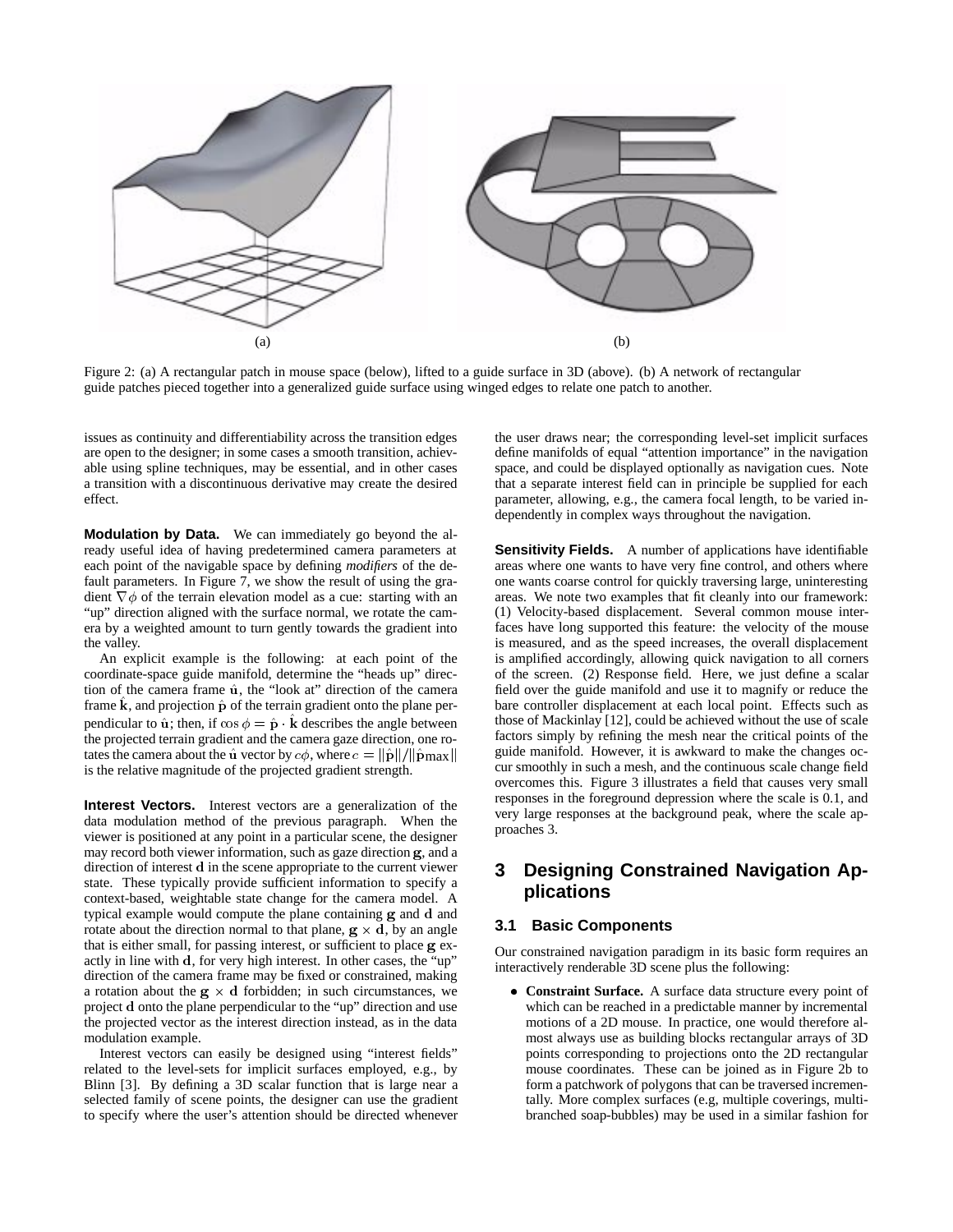(a)

(b)

Figure 2: (a) A rectangular patch in mouse space (below), lifted to a guide surface in 3D (above). (b) A network of rectangular guide patches pieced together into a generalized guide surface using winged edges to relate one patch to another.

issues as continuity and differentiability across the transition edges are open to the designer; in some cases a smooth transition, achievable using spline techniques, may be essential, and in other cases a transition with a discontinuous derivative may create the desired effect.

**Modulation by Data.** We can immediately go beyond the already useful idea of having predetermined camera parameters at each point of the navigable space by defining *modifiers* of the default parameters. In Figure 7, we show the result of using the gradient $\nabla\phi$ of the terrain elevation model as a cue: starting with an "up" direction aligned with the surface normal, we rotate the camera by a weighted amount to turn gently towards the gradient into the valley.

An explicit example is the following: at each point of the coordinate-space guide manifold, determine the "heads up" direction of the camera frame $\hat{\mathbf{u}}$, the "look at" direction of the camera frame $\hat{\mathbf{k}}$, and projection $\hat{\mathbf{p}}$ of the terrain gradient onto the plane perpendicular to $\hat{\mathbf{u}}$; then, if $\cos\phi = \hat{\mathbf{p}} \cdot \hat{\mathbf{k}}$ describes the angle between the projected terrain gradient and the camera gaze direction, one rotates the camera about the $\hat{\mathbf{u}}$ vector by $c\phi$, where $c = \|\hat{\mathbf{p}}\|/\|\hat{\mathbf{p}}\mathrm{max}\|$ is the relative magnitude of the projected gradient strength.

**Interest Vectors.** Interest vectors are a generalization of the data modulation method of the previous paragraph. When the viewer is positioned at any point in a particular scene, the designer may record both viewer information, such as gaze direction $\mathbf{g}$, and a direction of interest $\mathbf{d}$ in the scene appropriate to the current viewer state. These typically provide sufficient information to specify a context-based, weightable state change for the camera model. A typical example would compute the plane containing $\mathbf{g}$ and $\mathbf{d}$ and rotate about the direction normal to that plane, $\mathbf{g} \times \mathbf{d}$, by an angle that is either small, for passing interest, or sufficient to place $\mathbf{g}$ exactly in line with $\mathbf{d}$, for very high interest. In other cases, the "up" direction of the camera frame may be fixed or constrained, making a rotation about the $\mathbf{g} \times \mathbf{d}$ forbidden; in such circumstances, we project $\mathbf{d}$ onto the plane perpendicular to the "up" direction and use the projected vector as the interest direction instead, as in the data modulation example.

Interest vectors can easily be designed using "interest fields" related to the level-sets for implicit surfaces employed, e.g., by Blinn [3]. By defining a 3D scalar function that is large near a selected family of scene points, the designer can use the gradient to specify where the user's attention should be directed whenever the user draws near; the corresponding level-set implicit surfaces define manifolds of equal "attention importance" in the navigation space, and could be displayed optionally as navigation cues. Note that a separate interest field can in principle be supplied for each parameter, allowing, e.g., the camera focal length, to be varied independently in complex ways throughout the navigation.

**Sensitivity Fields.** A number of applications have identifiable areas where one wants to have very fine control, and others where one wants coarse control for quickly traversing large, uninteresting areas. We note two examples that fit cleanly into our framework: (1) Velocity-based displacement. Several common mouse interfaces have long supported this feature: the velocity of the mouse is measured, and as the speed increases, the overall displacement is amplified accordingly, allowing quick navigation to all corners of the screen. (2) Response field. Here, we just define a scalar field over the guide manifold and use it to magnify or reduce the bare controller displacement at each local point. Effects such as those of Mackinlay [12], could be achieved without the use of scale factors simply by refining the mesh near the critical points of the guide manifold. However, it is awkward to make the changes occur smoothly in such a mesh, and the continuous scale change field overcomes this. Figure 3 illustrates a field that causes very small responses in the foreground depression where the scale is 0.1, and very large responses at the background peak, where the scale approaches 3.

# 3 Designing Constrained Navigation Applications

## 3.1 Basic Components

Our constrained navigation paradigm in its basic form requires an interactively renderable 3D scene plus the following:

- **Constraint Surface.** A surface data structure every point of which can be reached in a predictable manner by incremental motions of a 2D mouse. In practice, one would therefore almost always use as building blocks rectangular arrays of 3D points corresponding to projections onto the 2D rectangular mouse coordinates. These can be joined as in Figure 2b to form a patchwork of polygons that can be traversed incrementally. More complex surfaces (e.g, multiple coverings, multi-branched soap-bubbles) may be used in a similar fashion for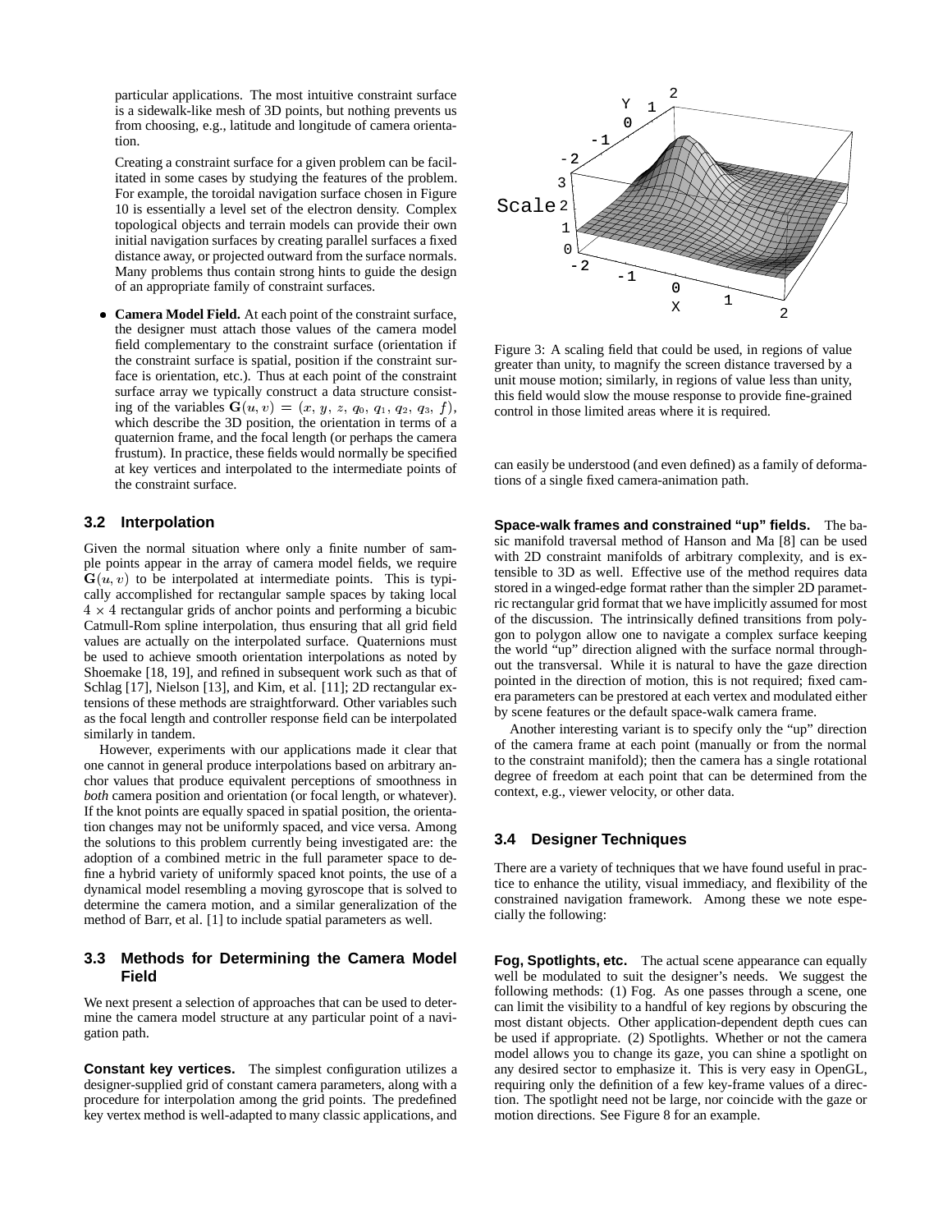particular applications. The most intuitive constraint surface is a sidewalk-like mesh of 3D points, but nothing prevents us from choosing, e.g., latitude and longitude of camera orientation.

Creating a constraint surface for a given problem can be facilitated in some cases by studying the features of the problem. For example, the toroidal navigation surface chosen in Figure 10 is essentially a level set of the electron density. Complex topological objects and terrain models can provide their own initial navigation surfaces by creating parallel surfaces a fixed distance away, or projected outward from the surface normals. Many problems thus contain strong hints to guide the design of an appropriate family of constraint surfaces.

- **Camera Model Field.** At each point of the constraint surface, the designer must attach those values of the camera model field complementary to the constraint surface (orientation if the constraint surface is spatial, position if the constraint surface is orientation, etc.). Thus at each point of the constraint surface array we typically construct a data structure consisting of the variables $\mathbf{G}(u, v) = (x, y, z, q_0, q_1, q_2, q_3, f)$, which describe the 3D position, the orientation in terms of a quaternion frame, and the focal length (or perhaps the camera frustum). In practice, these fields would normally be specified at key vertices and interpolated to the intermediate points of the constraint surface.

## 3.2 Interpolation

Given the normal situation where only a finite number of sample points appear in the array of camera model fields, we require $\mathbf{G}(u, v)$ to be interpolated at intermediate points. This is typically accomplished for rectangular sample spaces by taking local $4 \times 4$ rectangular grids of anchor points and performing a bicubic Catmull-Rom spline interpolation, thus ensuring that all grid field values are actually on the interpolated surface. Quaternions must be used to achieve smooth orientation interpolations as noted by Shoemake [18, 19], and refined in subsequent work such as that of Schlag [17], Nielson [13], and Kim, et al. [11]; 2D rectangular extensions of these methods are straightforward. Other variables such as the focal length and controller response field can be interpolated similarly in tandem.

However, experiments with our applications made it clear that one cannot in general produce interpolations based on arbitrary anchor values that produce equivalent perceptions of smoothness in *both* camera position and orientation (or focal length, or whatever). If the knot points are equally spaced in spatial position, the orientation changes may not be uniformly spaced, and vice versa. Among the solutions to this problem currently being investigated are: the adoption of a combined metric in the full parameter space to define a hybrid variety of uniformly spaced knot points, the use of a dynamical model resembling a moving gyroscope that is solved to determine the camera motion, and a similar generalization of the method of Barr, et al. [1] to include spatial parameters as well.

## 3.3 Methods for Determining the Camera Model Field

We next present a selection of approaches that can be used to determine the camera model structure at any particular point of a navigation path.

**Constant key vertices.** The simplest configuration utilizes a designer-supplied grid of constant camera parameters, along with a procedure for interpolation among the grid points. The predefined key vertex method is well-adapted to many classic applications, and can easily be understood (and even defined) as a family of deformations of a single fixed camera-animation path.

Figure 3: A scaling field that could be used, in regions of value greater than unity, to magnify the screen distance traversed by a unit mouse motion; similarly, in regions of value less than unity, this field would slow the mouse response to provide fine-grained control in those limited areas where it is required.

**Space-walk frames and constrained "up" fields.** The basic manifold traversal method of Hanson and Ma [8] can be used with 2D constraint manifolds of arbitrary complexity, and is extensible to 3D as well. Effective use of the method requires data stored in a winged-edge format rather than the simpler 2D parametric rectangular grid format that we have implicitly assumed for most of the discussion. The intrinsically defined transitions from polygon to polygon allow one to navigate a complex surface keeping the world "up" direction aligned with the surface normal throughout the transversal. While it is natural to have the gaze direction pointed in the direction of motion, this is not required; fixed camera parameters can be prestored at each vertex and modulated either by scene features or the default space-walk camera frame.

Another interesting variant is to specify only the "up" direction of the camera frame at each point (manually or from the normal to the constraint manifold); then the camera has a single rotational degree of freedom at each point that can be determined from the context, e.g., viewer velocity, or other data.

## 3.4 Designer Techniques

There are a variety of techniques that we have found useful in practice to enhance the utility, visual immediacy, and flexibility of the constrained navigation framework. Among these we note especially the following:

**Fog, Spotlights, etc.** The actual scene appearance can equally well be modulated to suit the designer's needs. We suggest the following methods: (1) Fog. As one passes through a scene, one can limit the visibility to a handful of key regions by obscuring the most distant objects. Other application-dependent depth cues can be used if appropriate. (2) Spotlights. Whether or not the camera model allows you to change its gaze, you can shine a spotlight on any desired sector to emphasize it. This is very easy in OpenGL, requiring only the definition of a few key-frame values of a direction. The spotlight need not be large, nor coincide with the gaze or motion directions. See Figure 8 for an example.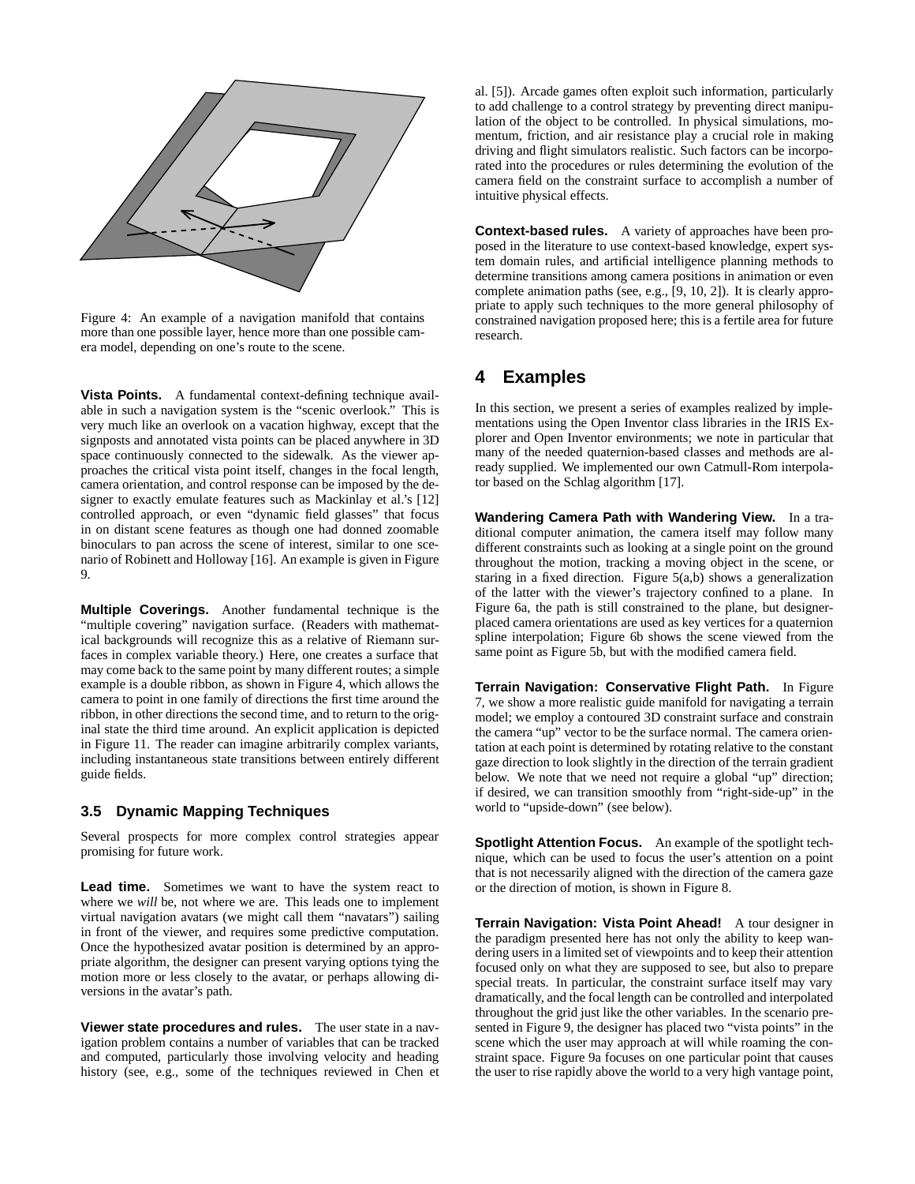Figure 4: An example of a navigation manifold that contains more than one possible layer, hence more than one possible camera model, depending on one's route to the scene.

**Vista Points.** A fundamental context-defining technique available in such a navigation system is the "scenic overlook." This is very much like an overlook on a vacation highway, except that the signposts and annotated vista points can be placed anywhere in 3D space continuously connected to the sidewalk. As the viewer approaches the critical vista point itself, changes in the focal length, camera orientation, and control response can be imposed by the designer to exactly emulate features such as Mackinlay et al.'s [12] controlled approach, or even "dynamic field glasses" that focus in on distant scene features as though one had donned zoomable binoculars to pan across the scene of interest, similar to one scenario of Robinett and Holloway [16]. An example is given in Figure 9.

**Multiple Coverings.** Another fundamental technique is the "multiple covering" navigation surface. (Readers with mathematical backgrounds will recognize this as a relative of Riemann surfaces in complex variable theory.) Here, one creates a surface that may come back to the same point by many different routes; a simple example is a double ribbon, as shown in Figure 4, which allows the camera to point in one family of directions the first time around the ribbon, in other directions the second time, and to return to the original state the third time around. An explicit application is depicted in Figure 11. The reader can imagine arbitrarily complex variants, including instantaneous state transitions between entirely different guide fields.

### 3.5 Dynamic Mapping Techniques

Several prospects for more complex control strategies appear promising for future work.

**Lead time.** Sometimes we want to have the system react to where we *will* be, not where we are. This leads one to implement virtual navigation avatars (we might call them "navatars") sailing in front of the viewer, and requires some predictive computation. Once the hypothesized avatar position is determined by an appropriate algorithm, the designer can present varying options tying the motion more or less closely to the avatar, or perhaps allowing diversions in the avatar's path.

**Viewer state procedures and rules.** The user state in a navigation problem contains a number of variables that can be tracked and computed, particularly those involving velocity and heading history (see, e.g., some of the techniques reviewed in Chen et al. [5]). Arcade games often exploit such information, particularly to add challenge to a control strategy by preventing direct manipulation of the object to be controlled. In physical simulations, momentum, friction, and air resistance play a crucial role in making driving and flight simulators realistic. Such factors can be incorporated into the procedures or rules determining the evolution of the camera field on the constraint surface to accomplish a number of intuitive physical effects.

**Context-based rules.** A variety of approaches have been proposed in the literature to use context-based knowledge, expert system domain rules, and artificial intelligence planning methods to determine transitions among camera positions in animation or even complete animation paths (see, e.g., [9, 10, 2]). It is clearly appropriate to apply such techniques to the more general philosophy of constrained navigation proposed here; this is a fertile area for future research.

## 4 Examples

In this section, we present a series of examples realized by implementations using the Open Inventor class libraries in the IRIS Explorer and Open Inventor environments; we note in particular that many of the needed quaternion-based classes and methods are already supplied. We implemented our own Catmull-Rom interpolator based on the Schlag algorithm [17].

**Wandering Camera Path with Wandering View.** In a traditional computer animation, the camera itself may follow many different constraints such as looking at a single point on the ground throughout the motion, tracking a moving object in the scene, or staring in a fixed direction. Figure 5(a,b) shows a generalization of the latter with the viewer's trajectory confined to a plane. In Figure 6a, the path is still constrained to the plane, but designer-placed camera orientations are used as key vertices for a quaternion spline interpolation; Figure 6b shows the scene viewed from the same point as Figure 5b, but with the modified camera field.

**Terrain Navigation: Conservative Flight Path.** In Figure 7, we show a more realistic guide manifold for navigating a terrain model; we employ a contoured 3D constraint surface and constrain the camera "up" vector to be the surface normal. The camera orientation at each point is determined by rotating relative to the constant gaze direction to look slightly in the direction of the terrain gradient below. We note that we need not require a global "up" direction; if desired, we can transition smoothly from "right-side-up" in the world to "upside-down" (see below).

**Spotlight Attention Focus.** An example of the spotlight technique, which can be used to focus the user's attention on a point that is not necessarily aligned with the direction of the camera gaze or the direction of motion, is shown in Figure 8.

**Terrain Navigation: Vista Point Ahead!** A tour designer in the paradigm presented here has not only the ability to keep wandering users in a limited set of viewpoints and to keep their attention focused only on what they are supposed to see, but also to prepare special treats. In particular, the constraint surface itself may vary dramatically, and the focal length can be controlled and interpolated throughout the grid just like the other variables. In the scenario presented in Figure 9, the designer has placed two "vista points" in the scene which the user may approach at will while roaming the constraint space. Figure 9a focuses on one particular point that causes the user to rise rapidly above the world to a very high vantage point,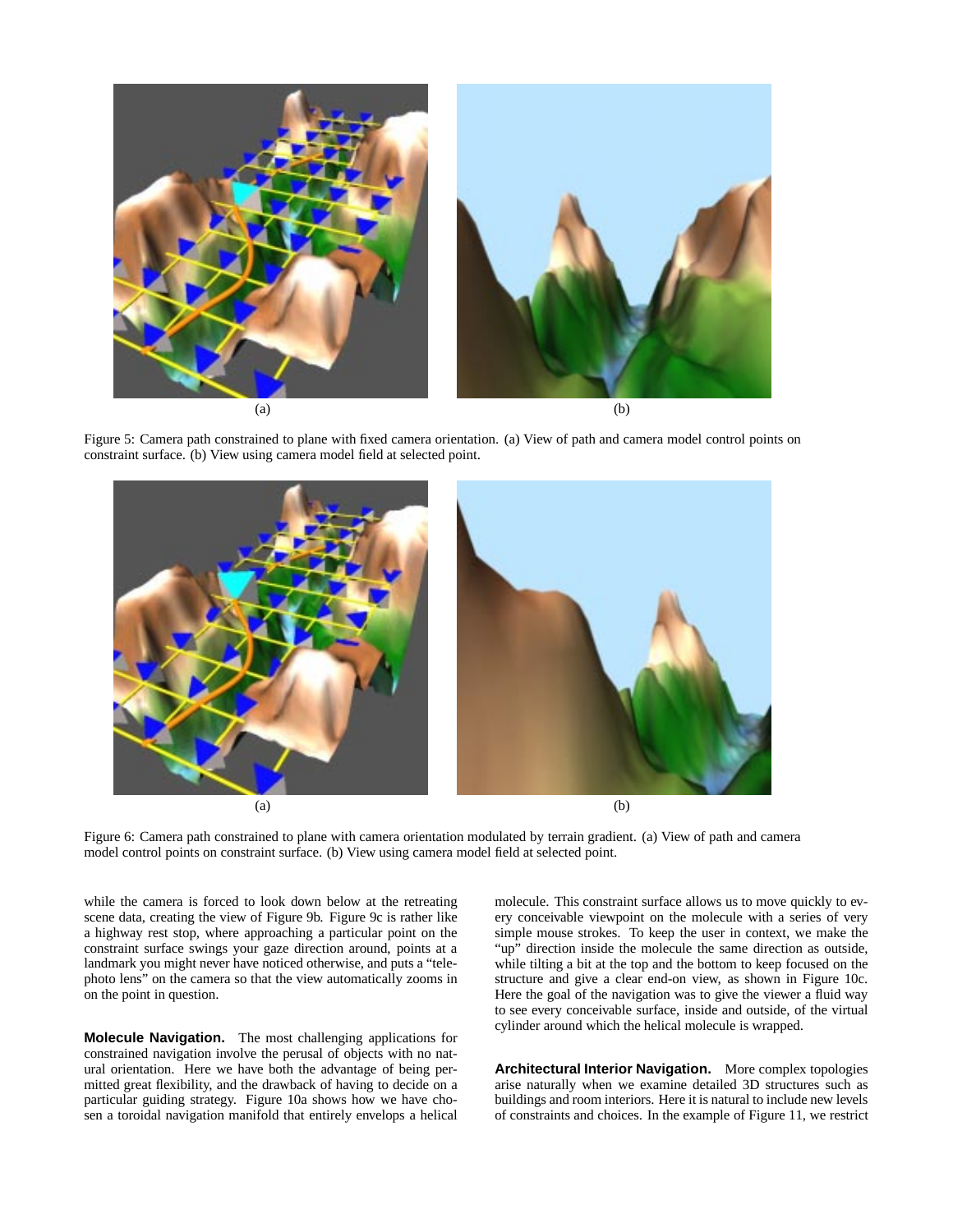(a) (b)

Figure 5: Camera path constrained to plane with fixed camera orientation. (a) View of path and camera model control points on constraint surface. (b) View using camera model field at selected point.

(a) (b)

Figure 6: Camera path constrained to plane with camera orientation modulated by terrain gradient. (a) View of path and camera model control points on constraint surface. (b) View using camera model field at selected point.

while the camera is forced to look down below at the retreating scene data, creating the view of Figure 9b. Figure 9c is rather like a highway rest stop, where approaching a particular point on the constraint surface swings your gaze direction around, points at a landmark you might never have noticed otherwise, and puts a "telephoto lens" on the camera so that the view automatically zooms in on the point in question.

**Molecule Navigation.** The most challenging applications for constrained navigation involve the perusal of objects with no natural orientation. Here we have both the advantage of being permitted great flexibility, and the drawback of having to decide on a particular guiding strategy. Figure 10a shows how we have chosen a toroidal navigation manifold that entirely envelops a helical molecule. This constraint surface allows us to move quickly to every conceivable viewpoint on the molecule with a series of very simple mouse strokes. To keep the user in context, we make the "up" direction inside the molecule the same direction as outside, while tilting a bit at the top and the bottom to keep focused on the structure and give a clear end-on view, as shown in Figure 10c. Here the goal of the navigation was to give the viewer a fluid way to see every conceivable surface, inside and outside, of the virtual cylinder around which the helical molecule is wrapped.

**Architectural Interior Navigation.** More complex topologies arise naturally when we examine detailed 3D structures such as buildings and room interiors. Here it is natural to include new levels of constraints and choices. In the example of Figure 11, we restrict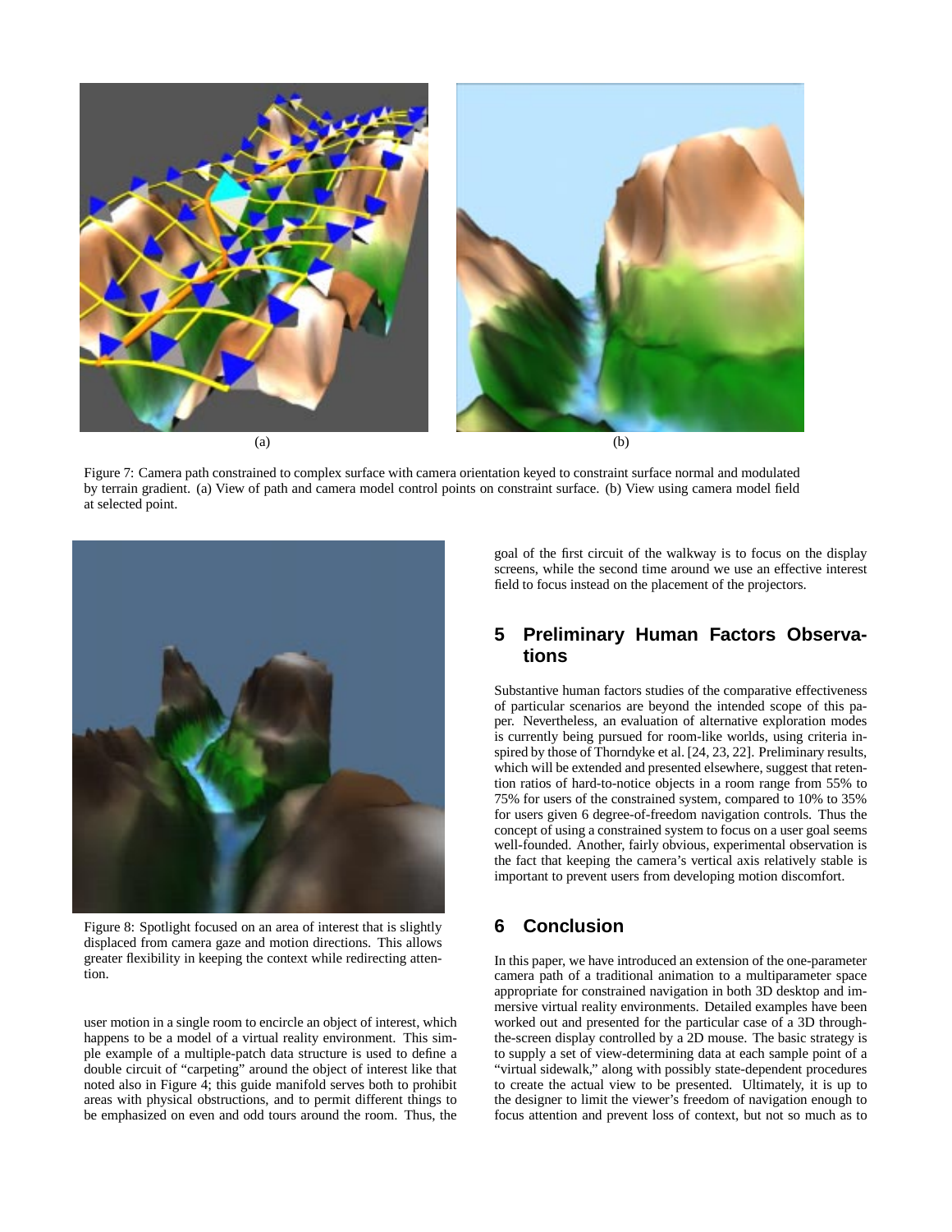(a)

(b)

Figure 7: Camera path constrained to complex surface with camera orientation keyed to constraint surface normal and modulated by terrain gradient. (a) View of path and camera model control points on constraint surface. (b) View using camera model field at selected point.

Figure 8: Spotlight focused on an area of interest that is slightly displaced from camera gaze and motion directions. This allows greater flexibility in keeping the context while redirecting attention.

user motion in a single room to encircle an object of interest, which happens to be a model of a virtual reality environment. This simple example of a multiple-patch data structure is used to define a double circuit of "carpeting" around the object of interest like that noted also in Figure 4; this guide manifold serves both to prohibit areas with physical obstructions, and to permit different things to be emphasized on even and odd tours around the room. Thus, the goal of the first circuit of the walkway is to focus on the display screens, while the second time around we use an effective interest field to focus instead on the placement of the projectors.

## 5 Preliminary Human Factors Observations

Substantive human factors studies of the comparative effectiveness of particular scenarios are beyond the intended scope of this paper. Nevertheless, an evaluation of alternative exploration modes is currently being pursued for room-like worlds, using criteria inspired by those of Thorndyke et al. [24, 23, 22]. Preliminary results, which will be extended and presented elsewhere, suggest that retention ratios of hard-to-notice objects in a room range from 55% to 75% for users of the constrained system, compared to 10% to 35% for users given 6 degree-of-freedom navigation controls. Thus the concept of using a constrained system to focus on a user goal seems well-founded. Another, fairly obvious, experimental observation is the fact that keeping the camera's vertical axis relatively stable is important to prevent users from developing motion discomfort.

## 6 Conclusion

In this paper, we have introduced an extension of the one-parameter camera path of a traditional animation to a multiparameter space appropriate for constrained navigation in both 3D desktop and immersive virtual reality environments. Detailed examples have been worked out and presented for the particular case of a 3D through-the-screen display controlled by a 2D mouse. The basic strategy is to supply a set of view-determining data at each sample point of a "virtual sidewalk," along with possibly state-dependent procedures to create the actual view to be presented. Ultimately, it is up to the designer to limit the viewer's freedom of navigation enough to focus attention and prevent loss of context, but not so much as to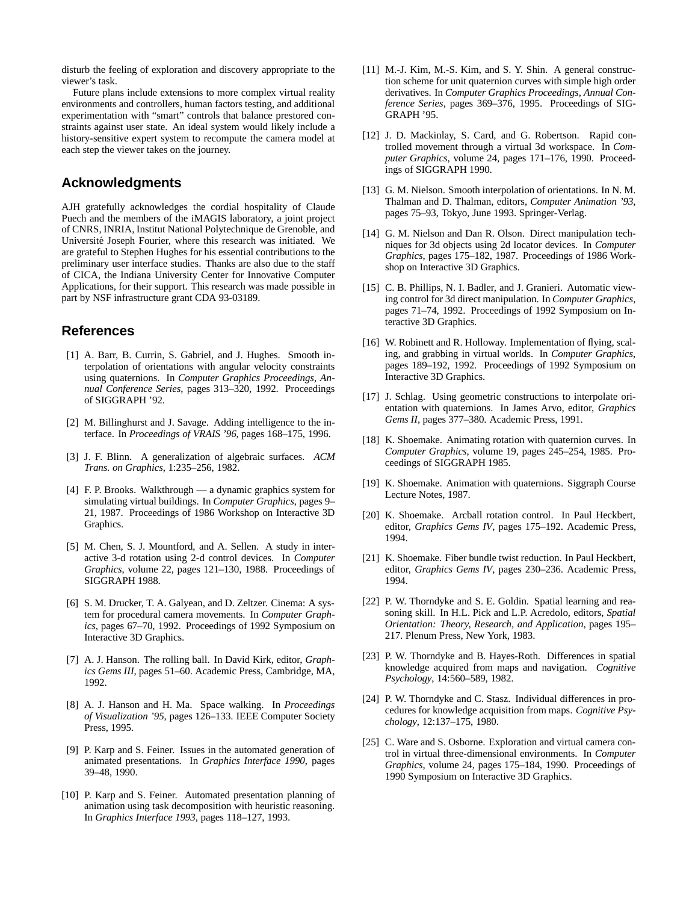disturb the feeling of exploration and discovery appropriate to the viewer's task.

Future plans include extensions to more complex virtual reality environments and controllers, human factors testing, and additional experimentation with "smart" controls that balance prestored constraints against user state. An ideal system would likely include a history-sensitive expert system to recompute the camera model at each step the viewer takes on the journey.

## Acknowledgments

AJH gratefully acknowledges the cordial hospitality of Claude Puech and the members of the iMAGIS laboratory, a joint project of CNRS, INRIA, Institut National Polytechnique de Grenoble, and Université Joseph Fourier, where this research was initiated. We are grateful to Stephen Hughes for his essential contributions to the preliminary user interface studies. Thanks are also due to the staff of CICA, the Indiana University Center for Innovative Computer Applications, for their support. This research was made possible in part by NSF infrastructure grant CDA 93-03189.

## References

[1] A. Barr, B. Currin, S. Gabriel, and J. Hughes. Smooth interpolation of orientations with angular velocity constraints using quaternions. In *Computer Graphics Proceedings, Annual Conference Series*, pages 313–320, 1992. Proceedings of SIGGRAPH '92.

[2] M. Billinghurst and J. Savage. Adding intelligence to the interface. In *Proceedings of VRAIS '96*, pages 168–175, 1996.

[3] J. F. Blinn. A generalization of algebraic surfaces. *ACM Trans. on Graphics*, 1:235–256, 1982.

[4] F. P. Brooks. Walkthrough — a dynamic graphics system for simulating virtual buildings. In *Computer Graphics*, pages 9–21, 1987. Proceedings of 1986 Workshop on Interactive 3D Graphics.

[5] M. Chen, S. J. Mountford, and A. Sellen. A study in interactive 3-d rotation using 2-d control devices. In *Computer Graphics*, volume 22, pages 121–130, 1988. Proceedings of SIGGRAPH 1988.

[6] S. M. Drucker, T. A. Galyean, and D. Zeltzer. Cinema: A system for procedural camera movements. In *Computer Graphics*, pages 67–70, 1992. Proceedings of 1992 Symposium on Interactive 3D Graphics.

[7] A. J. Hanson. The rolling ball. In David Kirk, editor, *Graphics Gems III*, pages 51–60. Academic Press, Cambridge, MA, 1992.

[8] A. J. Hanson and H. Ma. Space walking. In *Proceedings of Visualization '95*, pages 126–133. IEEE Computer Society Press, 1995.

[9] P. Karp and S. Feiner. Issues in the automated generation of animated presentations. In *Graphics Interface 1990*, pages 39–48, 1990.

[10] P. Karp and S. Feiner. Automated presentation planning of animation using task decomposition with heuristic reasoning. In *Graphics Interface 1993*, pages 118–127, 1993.

[11] M.-J. Kim, M.-S. Kim, and S. Y. Shin. A general construction scheme for unit quaternion curves with simple high order derivatives. In *Computer Graphics Proceedings, Annual Conference Series*, pages 369–376, 1995. Proceedings of SIGGRAPH '95.

[12] J. D. Mackinlay, S. Card, and G. Robertson. Rapid controlled movement through a virtual 3d workspace. In *Computer Graphics*, volume 24, pages 171–176, 1990. Proceedings of SIGGRAPH 1990.

[13] G. M. Nielson. Smooth interpolation of orientations. In N. M. Thalman and D. Thalman, editors, *Computer Animation '93*, pages 75–93, Tokyo, June 1993. Springer-Verlag.

[14] G. M. Nielson and Dan R. Olson. Direct manipulation techniques for 3d objects using 2d locator devices. In *Computer Graphics*, pages 175–182, 1987. Proceedings of 1986 Workshop on Interactive 3D Graphics.

[15] C. B. Phillips, N. I. Badler, and J. Granieri. Automatic viewing control for 3d direct manipulation. In *Computer Graphics*, pages 71–74, 1992. Proceedings of 1992 Symposium on Interactive 3D Graphics.

[16] W. Robinett and R. Holloway. Implementation of flying, scaling, and grabbing in virtual worlds. In *Computer Graphics*, pages 189–192, 1992. Proceedings of 1992 Symposium on Interactive 3D Graphics.

[17] J. Schlag. Using geometric constructions to interpolate orientation with quaternions. In James Arvo, editor, *Graphics Gems II*, pages 377–380. Academic Press, 1991.

[18] K. Shoemake. Animating rotation with quaternion curves. In *Computer Graphics*, volume 19, pages 245–254, 1985. Proceedings of SIGGRAPH 1985.

[19] K. Shoemake. Animation with quaternions. Siggraph Course Lecture Notes, 1987.

[20] K. Shoemake. Arcball rotation control. In Paul Heckbert, editor, *Graphics Gems IV*, pages 175–192. Academic Press, 1994.

[21] K. Shoemake. Fiber bundle twist reduction. In Paul Heckbert, editor, *Graphics Gems IV*, pages 230–236. Academic Press, 1994.

[22] P. W. Thorndyke and S. E. Goldin. Spatial learning and reasoning skill. In H.L. Pick and L.P. Acredolo, editors, *Spatial Orientation: Theory, Research, and Application*, pages 195–217. Plenum Press, New York, 1983.

[23] P. W. Thorndyke and B. Hayes-Roth. Differences in spatial knowledge acquired from maps and navigation. *Cognitive Psychology*, 14:560–589, 1982.

[24] P. W. Thorndyke and C. Stasz. Individual differences in procedures for knowledge acquisition from maps. *Cognitive Psychology*, 12:137–175, 1980.

[25] C. Ware and S. Osborne. Exploration and virtual camera control in virtual three-dimensional environments. In *Computer Graphics*, volume 24, pages 175–184, 1990. Proceedings of 1990 Symposium on Interactive 3D Graphics.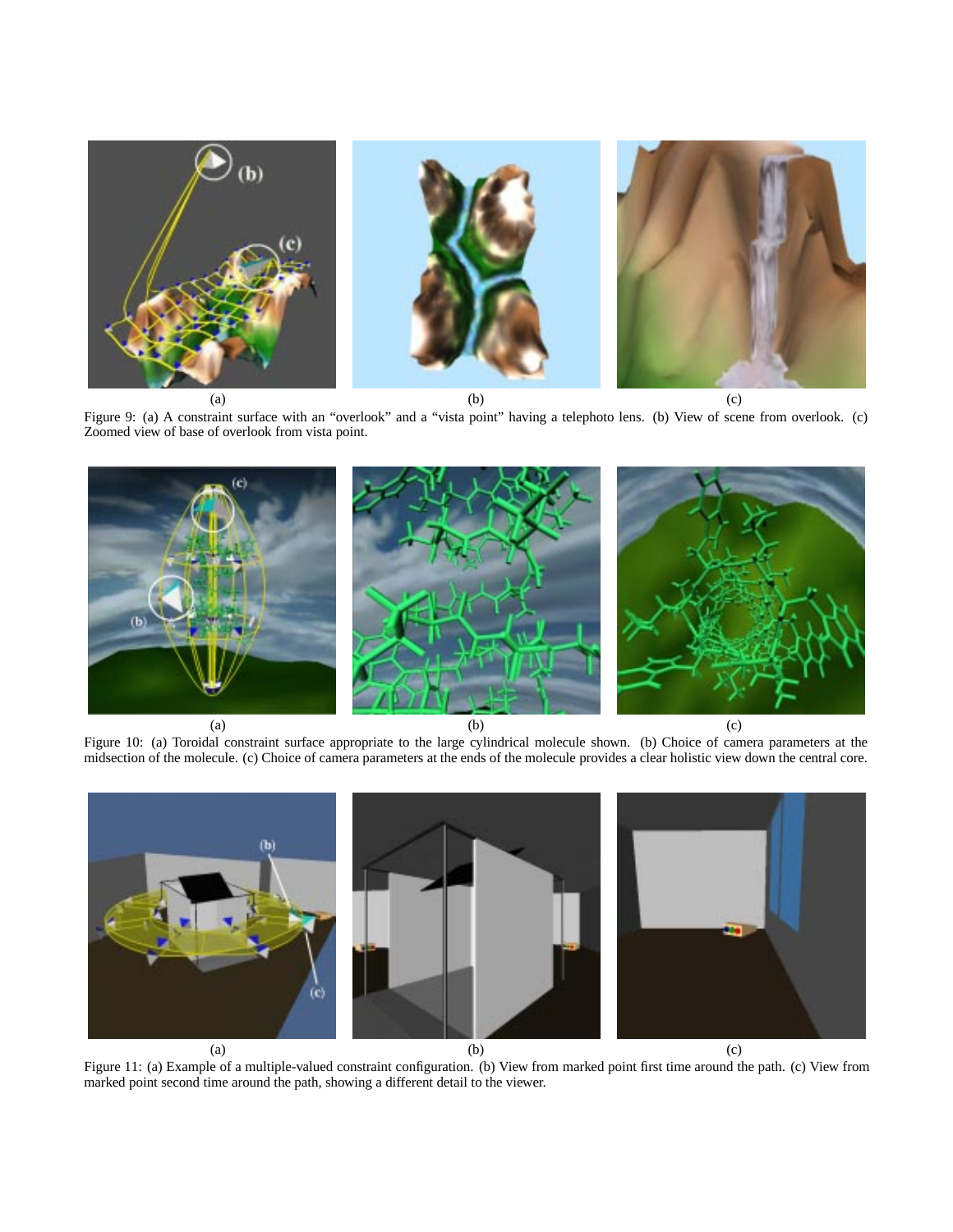(a) (b) (c)

Figure 9: (a) A constraint surface with an “overlook” and a “vista point” having a telephoto lens. (b) View of scene from overlook. (c) Zoomed view of base of overlook from vista point.

(a) (b) (c)

Figure 10: (a) Toroidal constraint surface appropriate to the large cylindrical molecule shown. (b) Choice of camera parameters at the midsection of the molecule. (c) Choice of camera parameters at the ends of the molecule provides a clear holistic view down the central core.

(a) (b) (c)

Figure 11: (a) Example of a multiple-valued constraint configuration. (b) View from marked point first time around the path. (c) View from marked point second time around the path, showing a different detail to the viewer.